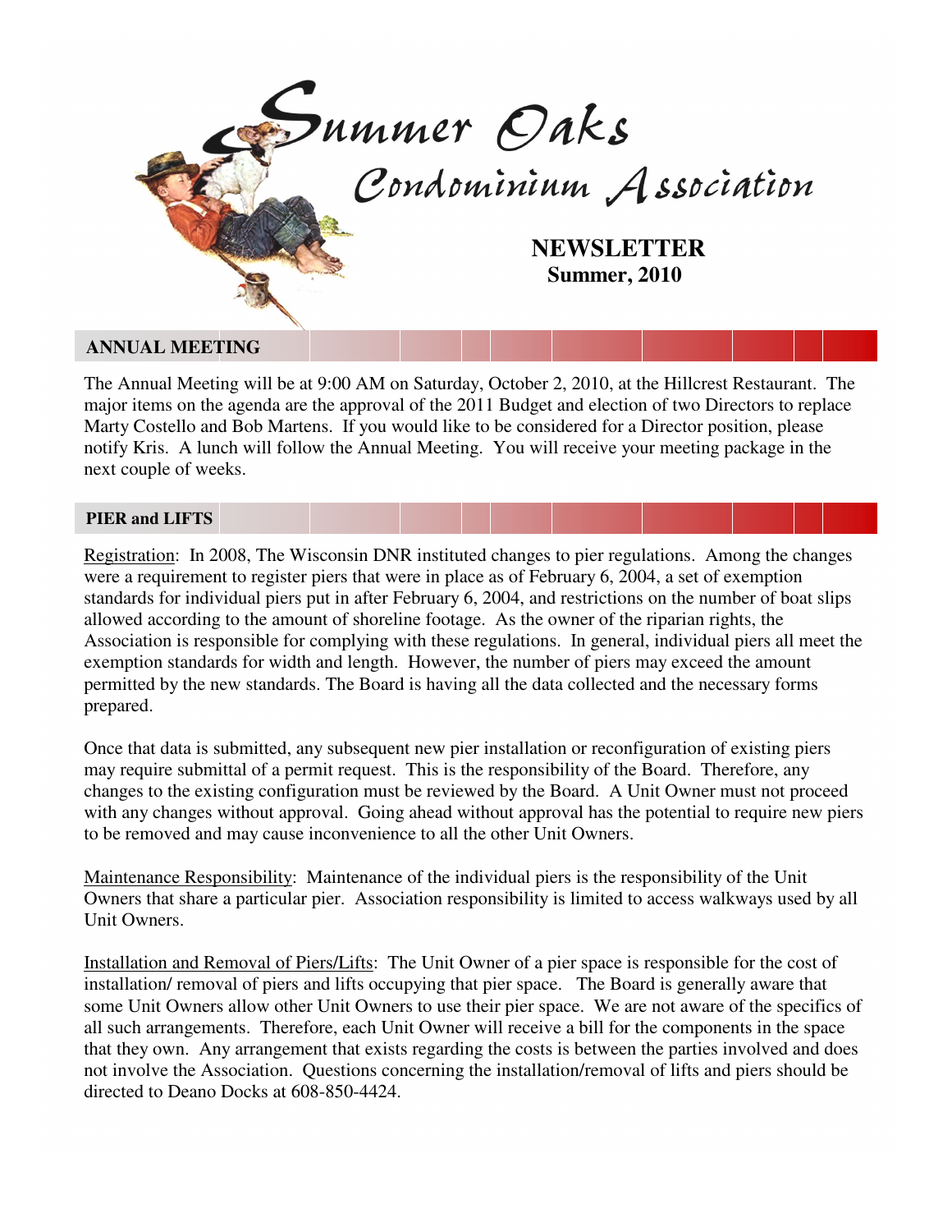# Summer Oaks Condominium Association

**NEWSLETTER**
**Summer, 2010**

## ANNUAL MEETING

The Annual Meeting will be at 9:00 AM on Saturday, October 2, 2010, at the Hillcrest Restaurant. The major items on the agenda are the approval of the 2011 Budget and election of two Directors to replace Marty Costello and Bob Martens. If you would like to be considered for a Director position, please notify Kris. A lunch will follow the Annual Meeting. You will receive your meeting package in the next couple of weeks.

## PIER and LIFTS

Registration: In 2008, The Wisconsin DNR instituted changes to pier regulations. Among the changes were a requirement to register piers that were in place as of February 6, 2004, a set of exemption standards for individual piers put in after February 6, 2004, and restrictions on the number of boat slips allowed according to the amount of shoreline footage. As the owner of the riparian rights, the Association is responsible for complying with these regulations. In general, individual piers all meet the exemption standards for width and length. However, the number of piers may exceed the amount permitted by the new standards. The Board is having all the data collected and the necessary forms prepared.

Once that data is submitted, any subsequent new pier installation or reconfiguration of existing piers may require submittal of a permit request. This is the responsibility of the Board. Therefore, any changes to the existing configuration must be reviewed by the Board. A Unit Owner must not proceed with any changes without approval. Going ahead without approval has the potential to require new piers to be removed and may cause inconvenience to all the other Unit Owners.

Maintenance Responsibility: Maintenance of the individual piers is the responsibility of the Unit Owners that share a particular pier. Association responsibility is limited to access walkways used by all Unit Owners.

Installation and Removal of Piers/Lifts: The Unit Owner of a pier space is responsible for the cost of installation/ removal of piers and lifts occupying that pier space. The Board is generally aware that some Unit Owners allow other Unit Owners to use their pier space. We are not aware of the specifics of all such arrangements. Therefore, each Unit Owner will receive a bill for the components in the space that they own. Any arrangement that exists regarding the costs is between the parties involved and does not involve the Association. Questions concerning the installation/removal of lifts and piers should be directed to Deano Docks at 608-850-4424.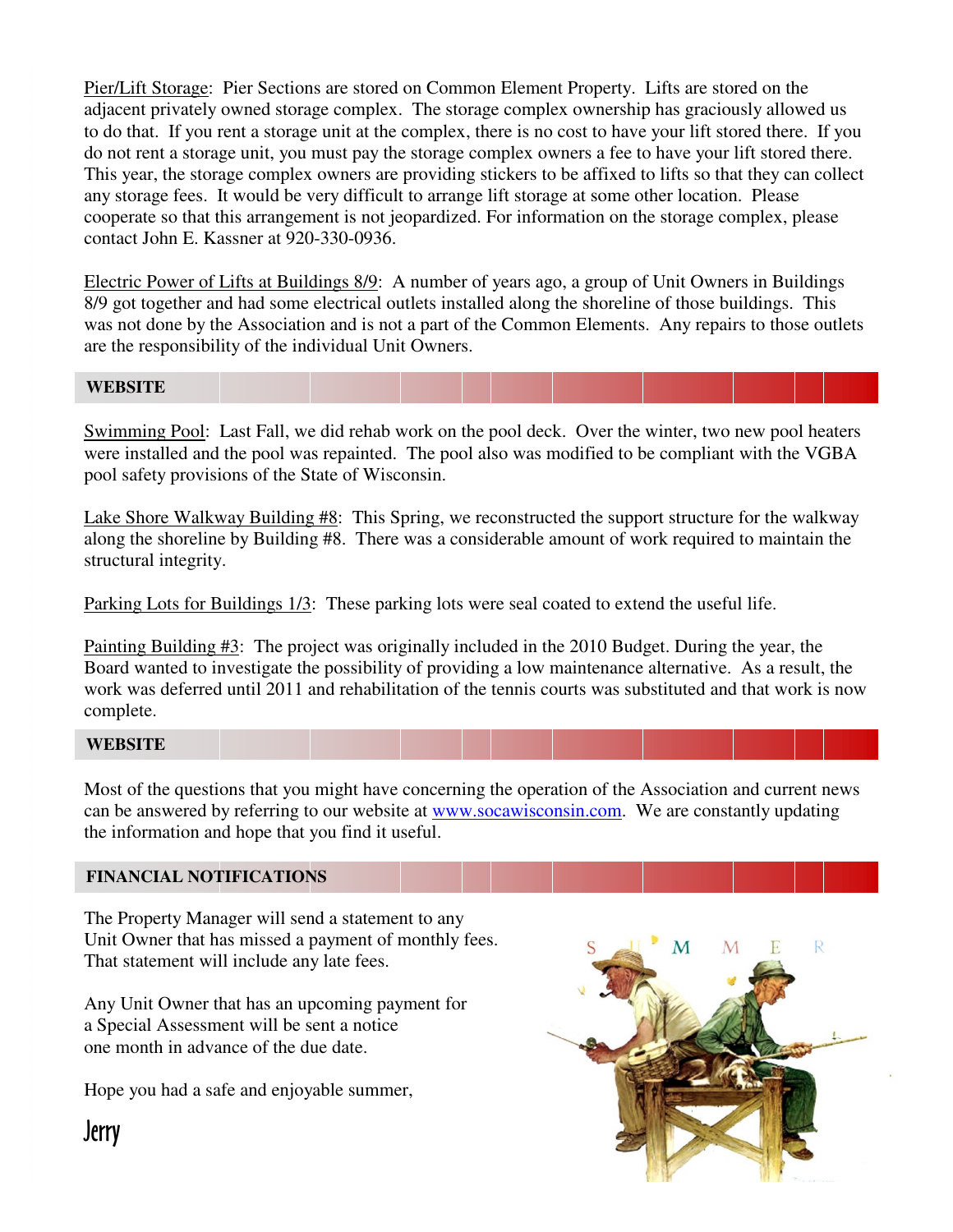Pier/Lift Storage: Pier Sections are stored on Common Element Property. Lifts are stored on the adjacent privately owned storage complex. The storage complex ownership has graciously allowed us to do that. If you rent a storage unit at the complex, there is no cost to have your lift stored there. If you do not rent a storage unit, you must pay the storage complex owners a fee to have your lift stored there. This year, the storage complex owners are providing stickers to be affixed to lifts so that they can collect any storage fees. It would be very difficult to arrange lift storage at some other location. Please cooperate so that this arrangement is not jeopardized. For information on the storage complex, please contact John E. Kassner at 920-330-0936.

Electric Power of Lifts at Buildings 8/9: A number of years ago, a group of Unit Owners in Buildings 8/9 got together and had some electrical outlets installed along the shoreline of those buildings. This was not done by the Association and is not a part of the Common Elements. Any repairs to those outlets are the responsibility of the individual Unit Owners.

## WEBSITE

Swimming Pool: Last Fall, we did rehab work on the pool deck. Over the winter, two new pool heaters were installed and the pool was repainted. The pool also was modified to be compliant with the VGBA pool safety provisions of the State of Wisconsin.

Lake Shore Walkway Building #8: This Spring, we reconstructed the support structure for the walkway along the shoreline by Building #8. There was a considerable amount of work required to maintain the structural integrity.

Parking Lots for Buildings 1/3: These parking lots were seal coated to extend the useful life.

Painting Building #3: The project was originally included in the 2010 Budget. During the year, the Board wanted to investigate the possibility of providing a low maintenance alternative. As a result, the work was deferred until 2011 and rehabilitation of the tennis courts was substituted and that work is now complete.

## WEBSITE

Most of the questions that you might have concerning the operation of the Association and current news can be answered by referring to our website at www.socawisconsin.com. We are constantly updating the information and hope that you find it useful.

## FINANCIAL NOTIFICATIONS

The Property Manager will send a statement to any Unit Owner that has missed a payment of monthly fees. That statement will include any late fees.

Any Unit Owner that has an upcoming payment for a Special Assessment will be sent a notice one month in advance of the due date.

Hope you had a safe and enjoyable summer,

Jerry